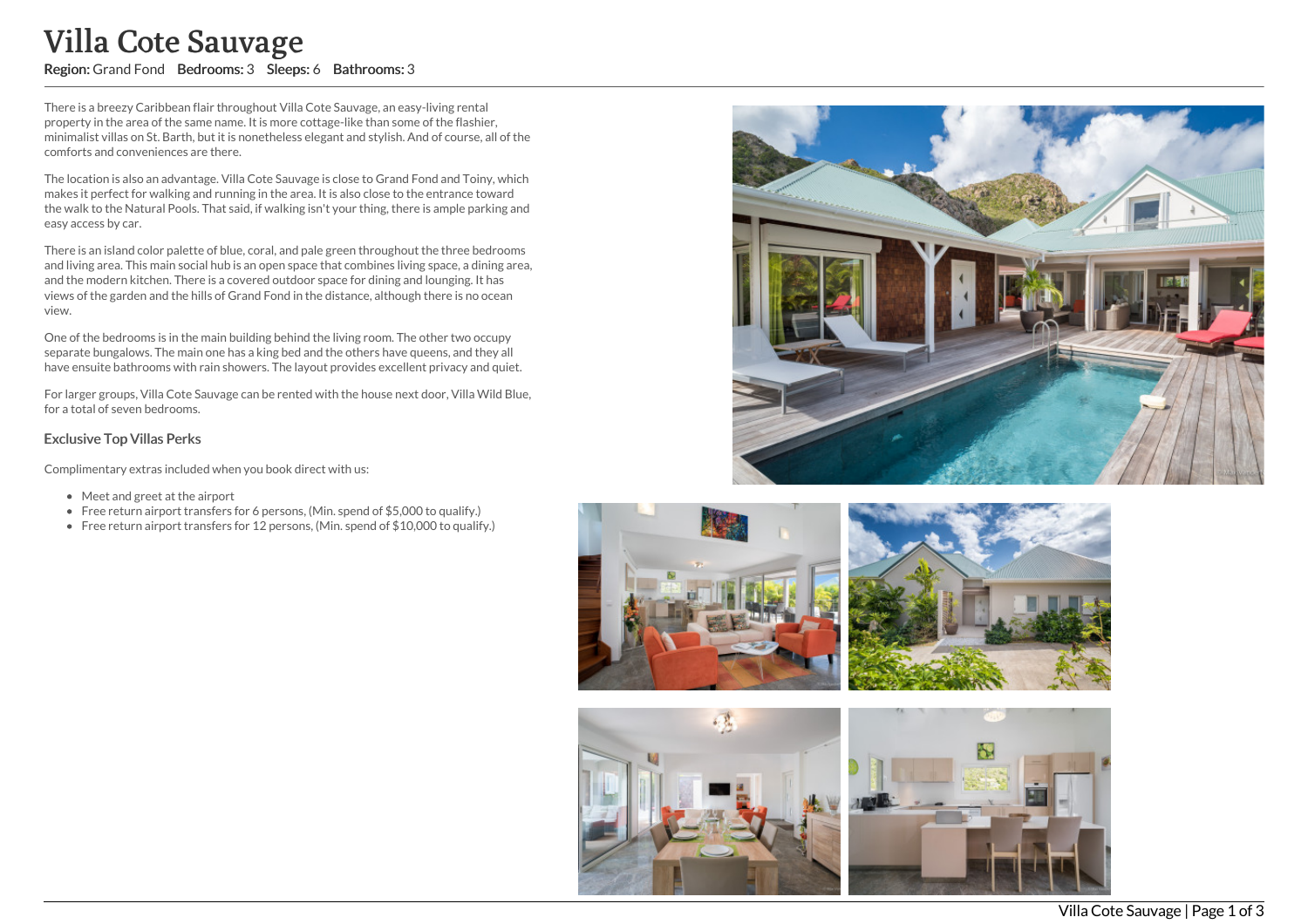# Villa Cote Sauvage

**Region:** Grand Fond **Bedrooms:** 3 **Sleeps:** 6 **Bathrooms:** 3

There is a breezy Caribbean flair throughout Villa Cote Sauvage, an easy-living rental property in the area of the same name. It is more cottage-like than some of the flashier, minimalist villas on St. Barth, but it is nonetheless elegant and stylish. And of course, all of the comforts and conveniences are there.

The location is also an advantage. Villa Cote Sauvage is close to Grand Fond and Toiny, which makes it perfect for walking and running in the area. It is also close to the entrance toward the walk to the Natural Pools. That said, if walking isn't your thing, there is ample parking and easy access by car.

There is an island color palette of blue, coral, and pale green throughout the three bedrooms and living area. This main social hub is an open space that combines living space, a dining area, and the modern kitchen. There is a covered outdoor space for dining and lounging. It has views of the garden and the hills of Grand Fond in the distance, although there is no ocean view.

One of the bedrooms is in the main building behind the living room. The other two occupy separate bungalows. The main one has a king bed and the others have queens, and they all have ensuite bathrooms with rain showers. The layout provides excellent privacy and quiet.

For larger groups, Villa Cote Sauvage can be rented with the house next door, Villa Wild Blue, for a total of seven bedrooms.

### Exclusive Top Villas Perks

Complimentary extras included when you book direct with us:

- Meet and greet at the airport
- Free return airport transfers for 6 persons, (Min. spend of $5,000 to qualify.)
- Free return airport transfers for 12 persons, (Min. spend of $10,000 to qualify.)